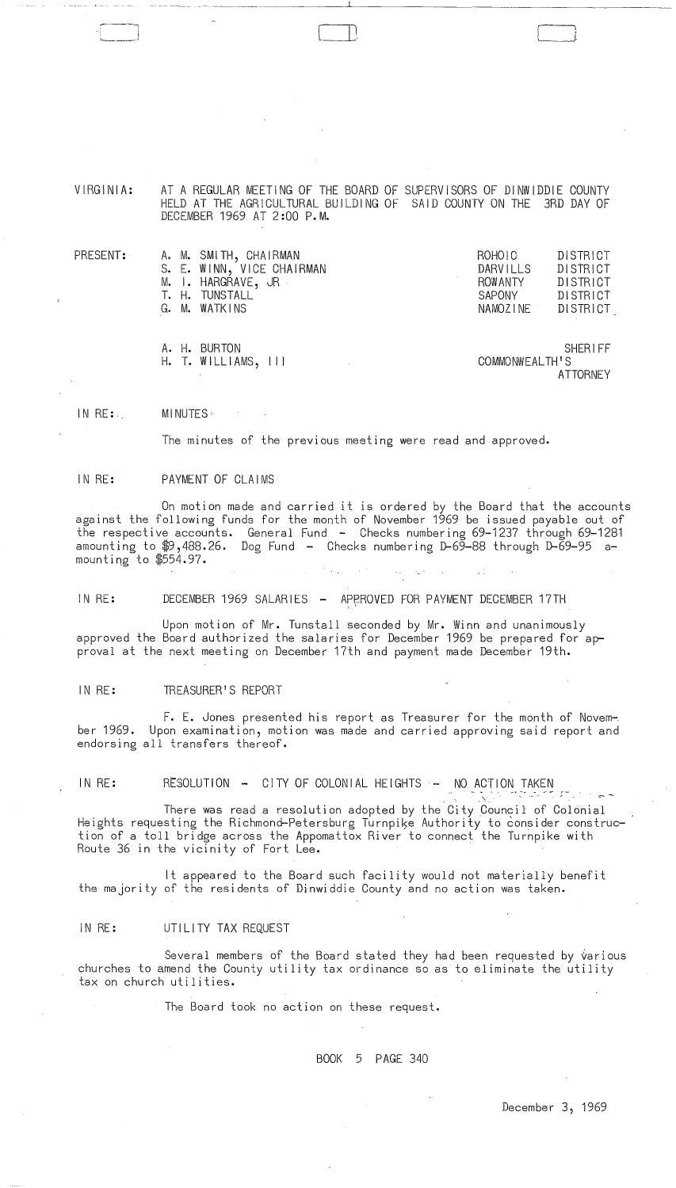VIRGINIA: AT A REGULAR MEETING OF THE BOARD OF SUPERVISORS OF DINWIDDIE COUNTY HELD AT THE AGRICULTURAL BUILDING OF SAID COUNTY ON THE 3RD DAY OF DECEMBER 1969 AT 2:00 P.M.

| PRESENT: | | |
|---|---|---|
| | A. M. SMITH, CHAIRMAN | ROHOIC DISTRICT |
| | S. E. WINN, VICE CHAIRMAN | DARVILLS DISTRICT |
| | M. I. HARGRAVE, JR | ROWANTY DISTRICT |
| | T. H. TUNSTALL | SAPONY DISTRICT |
| | G. M. WATKINS | NAMOZINE DISTRICT |
| | | |
| | A. H. BURTON | SHERIFF |
| | H. T. WILLIAMS, III | COMMONWEALTH'S ATTORNEY |

IN RE: MINUTES

The minutes of the previous meeting were read and approved.

IN RE: PAYMENT OF CLAIMS

On motion made and carried it is ordered by the Board that the accounts against the following funds for the month of November 1969 be issued payable out of the respective accounts. General Fund - Checks numbering 69-1237 through 69-1281 amounting to $9,488.26. Dog Fund - Checks numbering D-69-88 through D-69-95 amounting to $554.97.

IN RE: DECEMBER 1969 SALARIES - APPROVED FOR PAYMENT DECEMBER 17TH

Upon motion of Mr. Tunstall seconded by Mr. Winn and unanimously approved the Board authorized the salaries for December 1969 be prepared for approval at the next meeting on December 17th and payment made December 19th.

IN RE: TREASURER'S REPORT

F. E. Jones presented his report as Treasurer for the month of November 1969. Upon examination, motion was made and carried approving said report and endorsing all transfers thereof.

IN RE: RESOLUTION - CITY OF COLONIAL HEIGHTS - NO ACTION TAKEN

There was read a resolution adopted by the City Council of Colonial Heights requesting the Richmond-Petersburg Turnpike Authority to consider construction of a toll bridge across the Appomattox River to connect the Turnpike with Route 36 in the vicinity of Fort Lee.

It appeared to the Board such facility would not materially benefit the majority of the residents of Dinwiddie County and no action was taken.

IN RE: UTILITY TAX REQUEST

Several members of the Board stated they had been requested by various churches to amend the County utility tax ordinance so as to eliminate the utility tax on church utilities.

The Board took no action on these request.

BOOK 5 PAGE 340

December 3, 1969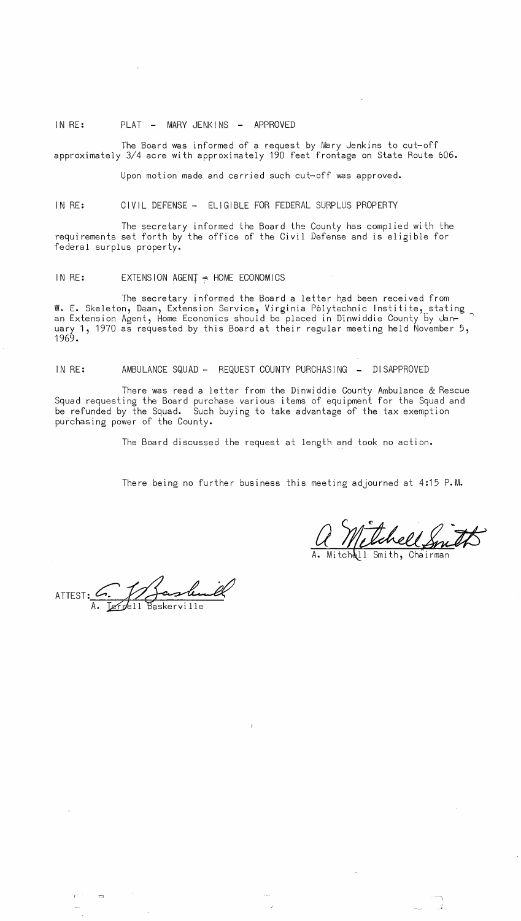IN RE: PLAT - MARY JENKINS - APPROVED

The Board was informed of a request by Mary Jenkins to cut-off approximately 3/4 acre with approximately 190 feet frontage on State Route 606.

Upon motion made and carried such cut-off was approved.

IN RE: CIVIL DEFENSE - ELIGIBLE FOR FEDERAL SURPLUS PROPERTY

The secretary informed the Board the County has complied with the requirements set forth by the office of the Civil Defense and is eligible for federal surplus property.

IN RE: EXTENSION AGENT - HOME ECONOMICS

The secretary informed the Board a letter had been received from W. E. Skeleton, Dean, Extension Service, Virginia Polytechnic Institite, stating an Extension Agent, Home Economics should be placed in Dinwiddie County by January 1, 1970 as requested by this Board at their regular meeting held November 5, 1969.

IN RE: AMBULANCE SQUAD - REQUEST COUNTY PURCHASING - DISAPPROVED

There was read a letter from the Dinwiddie County Ambulance & Rescue Squad requesting the Board purchase various items of equipment for the Squad and be refunded by the Squad. Such buying to take advantage of the tax exemption purchasing power of the County.

The Board discussed the request at length and took no action.

There being no further business this meeting adjourned at 4:15 P.M.

A. Mitchell Smith, Chairman

ATTEST: A. Terrell Baskerville